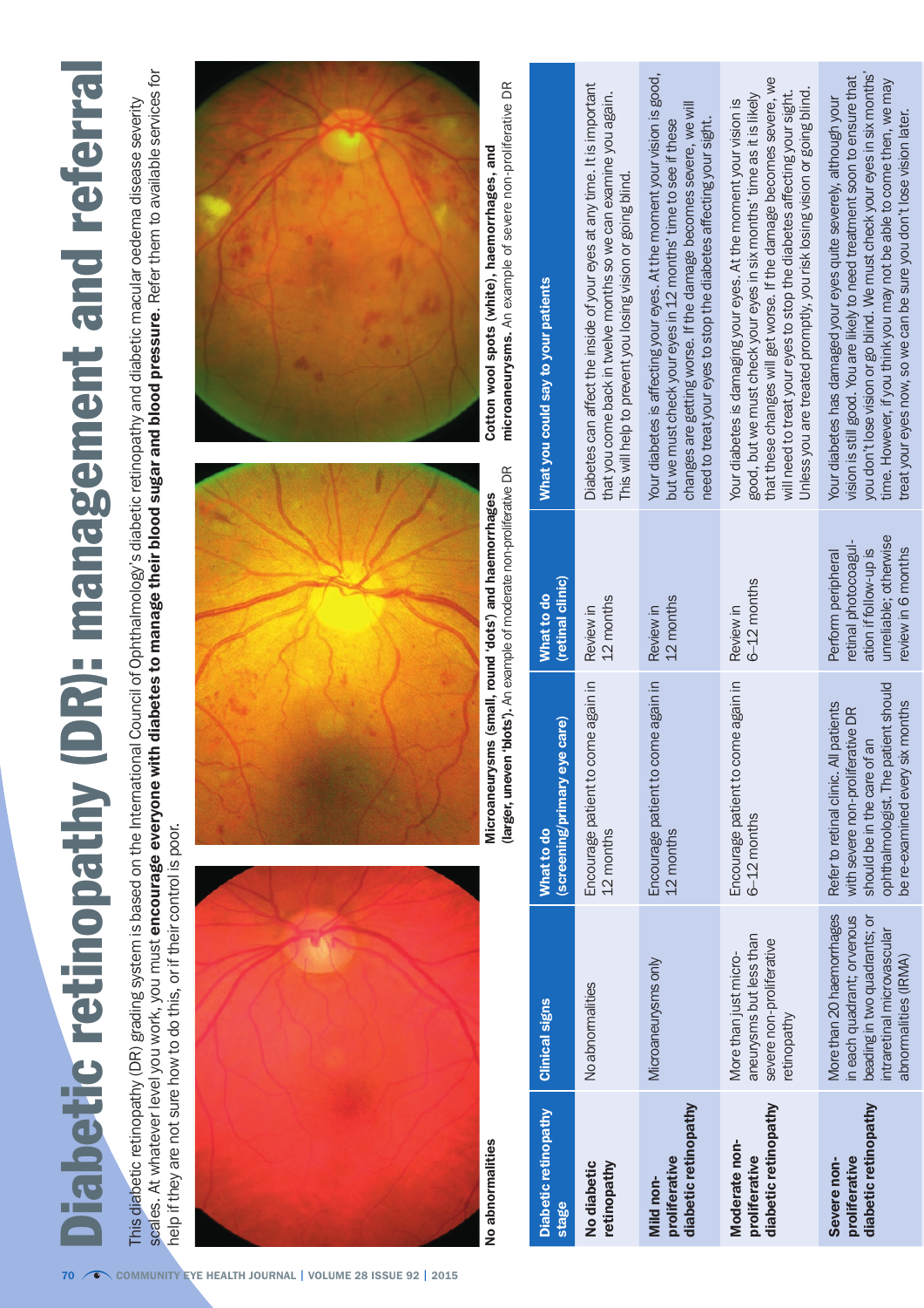# Diabetic retinopathy (DR): management and referral

This diabetic retinopathy (DR) grading system is based on the International Council of Ophthalmology's diabetic retinopathy and diabetic macular oedema disease severity scales. At whatever level you work, you must **encourage everyone with diabetes to manage their blood sugar and blood pressure**. Refer them to available services for help if they are not sure how to do this, or if their control is poor.

**No abnormalities**

**Microaneurysms (small, round 'dots') and haemorrhages (larger, uneven 'blots').** An example of moderate non-proliferative DR

**Cotton wool spots (white), haemorrhages, and microaneurysms.** An example of severe non-proliferative DR

| Diabetic retinopathy stage | Clinical signs | What to do (screening/primary eye care) | What to do (retinal clinic) | What you could say to your patients |
|---|---|---|---|---|
| **No diabetic retinopathy** | No abnormalities | Encourage patient to come again in 12 months | Review in 12 months | Diabetes can affect the inside of your eyes at any time. It is important that you come back in twelve months so we can examine you again. This will help to prevent you losing vision or going blind. |
| **Mild non-proliferative diabetic retinopathy** | Microaneurysms only | Encourage patient to come again in 12 months | Review in 12 months | Your diabetes is affecting your eyes. At the moment your vision is good, but we must check your eyes in 12 months' time to see if these changes are getting worse. If the damage becomes severe, we will need to treat your eyes to stop the diabetes affecting your sight. |
| **Moderate non-proliferative diabetic retinopathy** | More than just microaneurysms but less than severe non-proliferative retinopathy | Encourage patient to come again in 6–12 months | Review in 6–12 months | Your diabetes is damaging your eyes. At the moment your vision is good, but we must check your eyes in six months' time as it is likely that these changes will get worse. If the damage becomes severe, we will need to treat your eyes to stop the diabetes affecting your sight. Unless you are treated promptly, you risk losing vision or going blind. |
| **Severe non-proliferative diabetic retinopathy** | More than 20 haemorrhages in each quadrant; or venous beading in two quadrants; or intraretinal microvascular abnormalities (IRMA) | Refer to retinal clinic. All patients with severe non-proliferative DR should be in the care of an ophthalmologist. The patient should be re-examined every six months | Perform peripheral retinal photocoagulation if follow-up is unreliable; otherwise review in 6 months | Your diabetes has damaged your eyes quite severely, although your vision is still good. You are likely to need treatment soon to ensure that you don't lose vision or go blind. We must check your eyes in six months' time. However, if you think you may not be able to come then, we may treat your eyes now, so we can be sure you don't lose vision later. |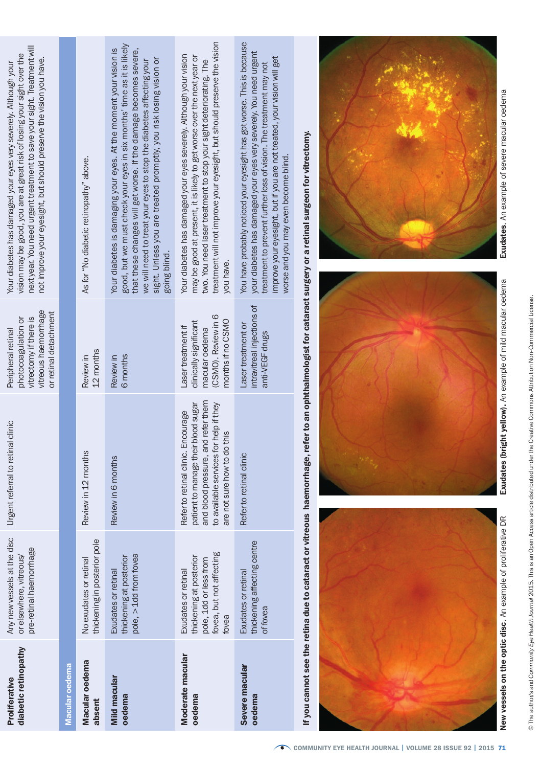| | | | | |
|---|---|---|---|---|
| **Proliferative diabetic retinopathy** | Any new vessels at the disc or elsewhere, vitreous/ pre-retinal haemorrhage | Urgent referral to retinal clinic | Peripheral retinal photocoagulation or vitrectomy if there is vitreous haemorrhage or retinal detachment | Your diabetes has damaged your eyes very severely. Although your vision may be good, you are at great risk of losing your sight over the next year. You need urgent treatment to save your sight. Treatment will not improve your eyesight, but should preserve the vision you have. |
| **Macular oedema** | | | | |
| **Macular oedema absent** | No exudates or retinal thickening in posterior pole | Review in 12 months | Review in 12 months | As for "No diabetic retinopathy" above. |
| **Mild macular oedema** | Exudates or retinal thickening at posterior pole, >1dd from fovea | Review in 6 months | Review in 6 months | Your diabetes is damaging your eyes. At the moment your vision is good, but we must check your eyes in six months' time as it is likely that these changes will get worse. If the damage becomes severe, we will need to treat your eyes to stop the diabetes affecting your sight. Unless you are treated promptly, you risk losing vision or going blind. |
| **Moderate macular oedema** | Exudates or retinal thickening at posterior pole, 1dd or less from fovea, but not affecting fovea | Refer to retinal clinic. Encourage patient to manage their blood sugar and blood pressure, and refer them to available services for help if they are not sure how to do this | Laser treatment if clinically significant macular oedema (CSMO). Review in 6 months if no CSMO | Your diabetes has damaged your eyes severely. Although your vision may be good at present, it is likely to get worse over the next year or two. You need laser treatment to stop your sight deteriorating. The treatment will not improve your eyesight, but should preserve the vision you have. |
| **Severe macular oedema** | Exudates or retinal thickening affecting centre of fovea | Refer to retinal clinic | Laser treatment or intravitreal injections of anti-VEGF drugs | You have probably noticed your eyesight has got worse. This is because your diabetes has damaged your eyes very severely. You need urgent treatment to prevent further loss of vision. The treatment may not improve your eyesight, but if you are not treated, your vision will get worse and you may even become blind. |

**If you cannot see the retina due to cataract or vitreous haemorrhage, refer to an ophthalmologist for cataract surgery or a retinal surgeon for vitrectomy.**

**New vessels on the optic disc.** An example of proliferative DR

**Exudates (bright yellow).** An example of mild macular oedema

**Exudates.** An example of severe macular oedema

© The author/s and Community Eye Health Journal 2015. This is an Open Access article distributed under the Creative Commons Attribution Non-Commercial License.